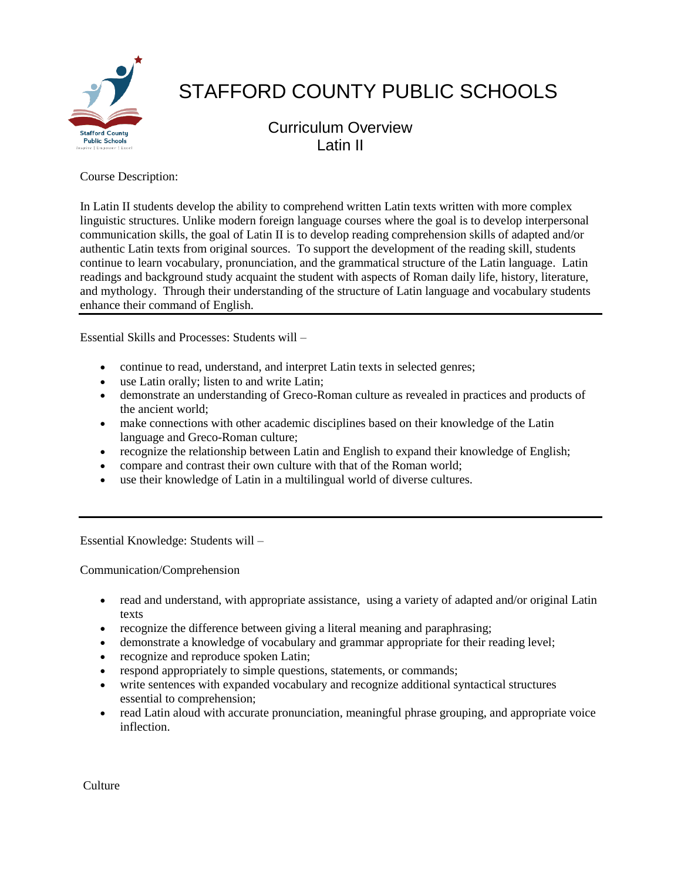# STAFFORD COUNTY PUBLIC SCHOOLS

## Curriculum Overview
## Latin II

Course Description:

In Latin II students develop the ability to comprehend written Latin texts written with more complex linguistic structures. Unlike modern foreign language courses where the goal is to develop interpersonal communication skills, the goal of Latin II is to develop reading comprehension skills of adapted and/or authentic Latin texts from original sources. To support the development of the reading skill, students continue to learn vocabulary, pronunciation, and the grammatical structure of the Latin language. Latin readings and background study acquaint the student with aspects of Roman daily life, history, literature, and mythology. Through their understanding of the structure of Latin language and vocabulary students enhance their command of English.

---

Essential Skills and Processes: Students will –

- continue to read, understand, and interpret Latin texts in selected genres;
- use Latin orally; listen to and write Latin;
- demonstrate an understanding of Greco-Roman culture as revealed in practices and products of the ancient world;
- make connections with other academic disciplines based on their knowledge of the Latin language and Greco-Roman culture;
- recognize the relationship between Latin and English to expand their knowledge of English;
- compare and contrast their own culture with that of the Roman world;
- use their knowledge of Latin in a multilingual world of diverse cultures.

---

Essential Knowledge: Students will –

Communication/Comprehension

- read and understand, with appropriate assistance, using a variety of adapted and/or original Latin texts
- recognize the difference between giving a literal meaning and paraphrasing;
- demonstrate a knowledge of vocabulary and grammar appropriate for their reading level;
- recognize and reproduce spoken Latin;
- respond appropriately to simple questions, statements, or commands;
- write sentences with expanded vocabulary and recognize additional syntactical structures essential to comprehension;
- read Latin aloud with accurate pronunciation, meaningful phrase grouping, and appropriate voice inflection.

Culture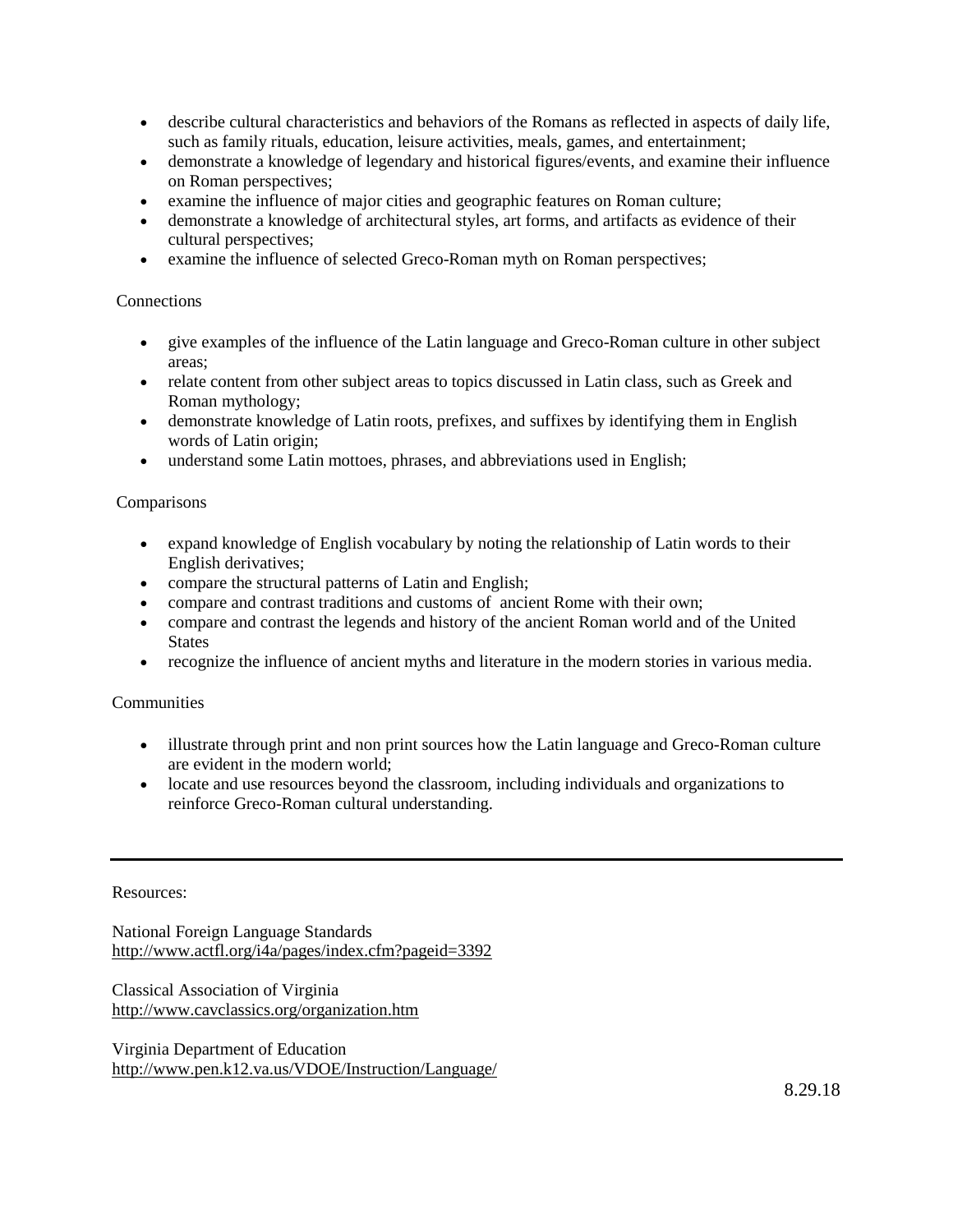- describe cultural characteristics and behaviors of the Romans as reflected in aspects of daily life, such as family rituals, education, leisure activities, meals, games, and entertainment;
- demonstrate a knowledge of legendary and historical figures/events, and examine their influence on Roman perspectives;
- examine the influence of major cities and geographic features on Roman culture;
- demonstrate a knowledge of architectural styles, art forms, and artifacts as evidence of their cultural perspectives;
- examine the influence of selected Greco-Roman myth on Roman perspectives;

Connections

- give examples of the influence of the Latin language and Greco-Roman culture in other subject areas;
- relate content from other subject areas to topics discussed in Latin class, such as Greek and Roman mythology;
- demonstrate knowledge of Latin roots, prefixes, and suffixes by identifying them in English words of Latin origin;
- understand some Latin mottoes, phrases, and abbreviations used in English;

Comparisons

- expand knowledge of English vocabulary by noting the relationship of Latin words to their English derivatives;
- compare the structural patterns of Latin and English;
- compare and contrast traditions and customs of ancient Rome with their own;
- compare and contrast the legends and history of the ancient Roman world and of the United States
- recognize the influence of ancient myths and literature in the modern stories in various media.

Communities

- illustrate through print and non print sources how the Latin language and Greco-Roman culture are evident in the modern world;
- locate and use resources beyond the classroom, including individuals and organizations to reinforce Greco-Roman cultural understanding.

---

Resources:

National Foreign Language Standards
http://www.actfl.org/i4a/pages/index.cfm?pageid=3392

Classical Association of Virginia
http://www.cavclassics.org/organization.htm

Virginia Department of Education
http://www.pen.k12.va.us/VDOE/Instruction/Language/

8.29.18